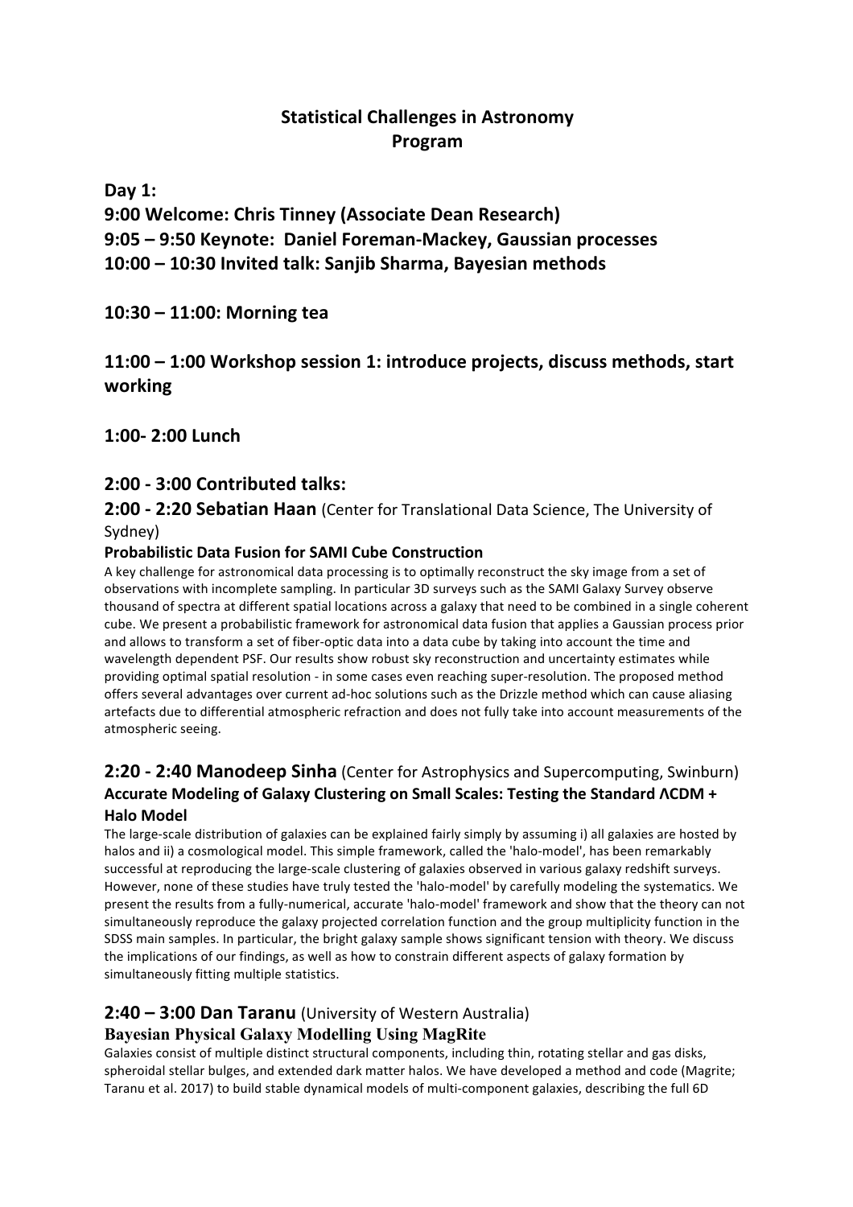# Statistical Challenges in Astronomy
# Program

## Day 1:

## 9:00 Welcome: Chris Tinney (Associate Dean Research)

## 9:05 – 9:50 Keynote: Daniel Foreman-Mackey, Gaussian processes

## 10:00 – 10:30 Invited talk: Sanjib Sharma, Bayesian methods

## 10:30 – 11:00: Morning tea

## 11:00 – 1:00 Workshop session 1: introduce projects, discuss methods, start working

## 1:00- 2:00 Lunch

## 2:00 - 3:00 Contributed talks:

### 2:00 - 2:20 Sebatian Haan (Center for Translational Data Science, The University of Sydney)

**Probabilistic Data Fusion for SAMI Cube Construction**

A key challenge for astronomical data processing is to optimally reconstruct the sky image from a set of observations with incomplete sampling. In particular 3D surveys such as the SAMI Galaxy Survey observe thousand of spectra at different spatial locations across a galaxy that need to be combined in a single coherent cube. We present a probabilistic framework for astronomical data fusion that applies a Gaussian process prior and allows to transform a set of fiber-optic data into a data cube by taking into account the time and wavelength dependent PSF. Our results show robust sky reconstruction and uncertainty estimates while providing optimal spatial resolution - in some cases even reaching super-resolution. The proposed method offers several advantages over current ad-hoc solutions such as the Drizzle method which can cause aliasing artefacts due to differential atmospheric refraction and does not fully take into account measurements of the atmospheric seeing.

### 2:20 - 2:40 Manodeep Sinha (Center for Astrophysics and Supercomputing, Swinburn)

**Accurate Modeling of Galaxy Clustering on Small Scales: Testing the Standard ΛCDM + Halo Model**

The large-scale distribution of galaxies can be explained fairly simply by assuming i) all galaxies are hosted by halos and ii) a cosmological model. This simple framework, called the 'halo-model', has been remarkably successful at reproducing the large-scale clustering of galaxies observed in various galaxy redshift surveys. However, none of these studies have truly tested the 'halo-model' by carefully modeling the systematics. We present the results from a fully-numerical, accurate 'halo-model' framework and show that the theory can not simultaneously reproduce the galaxy projected correlation function and the group multiplicity function in the SDSS main samples. In particular, the bright galaxy sample shows significant tension with theory. We discuss the implications of our findings, as well as how to constrain different aspects of galaxy formation by simultaneously fitting multiple statistics.

### 2:40 – 3:00 Dan Taranu (University of Western Australia)

**Bayesian Physical Galaxy Modelling Using MagRite**

Galaxies consist of multiple distinct structural components, including thin, rotating stellar and gas disks, spheroidal stellar bulges, and extended dark matter halos. We have developed a method and code (Magrite; Taranu et al. 2017) to build stable dynamical models of multi-component galaxies, describing the full 6D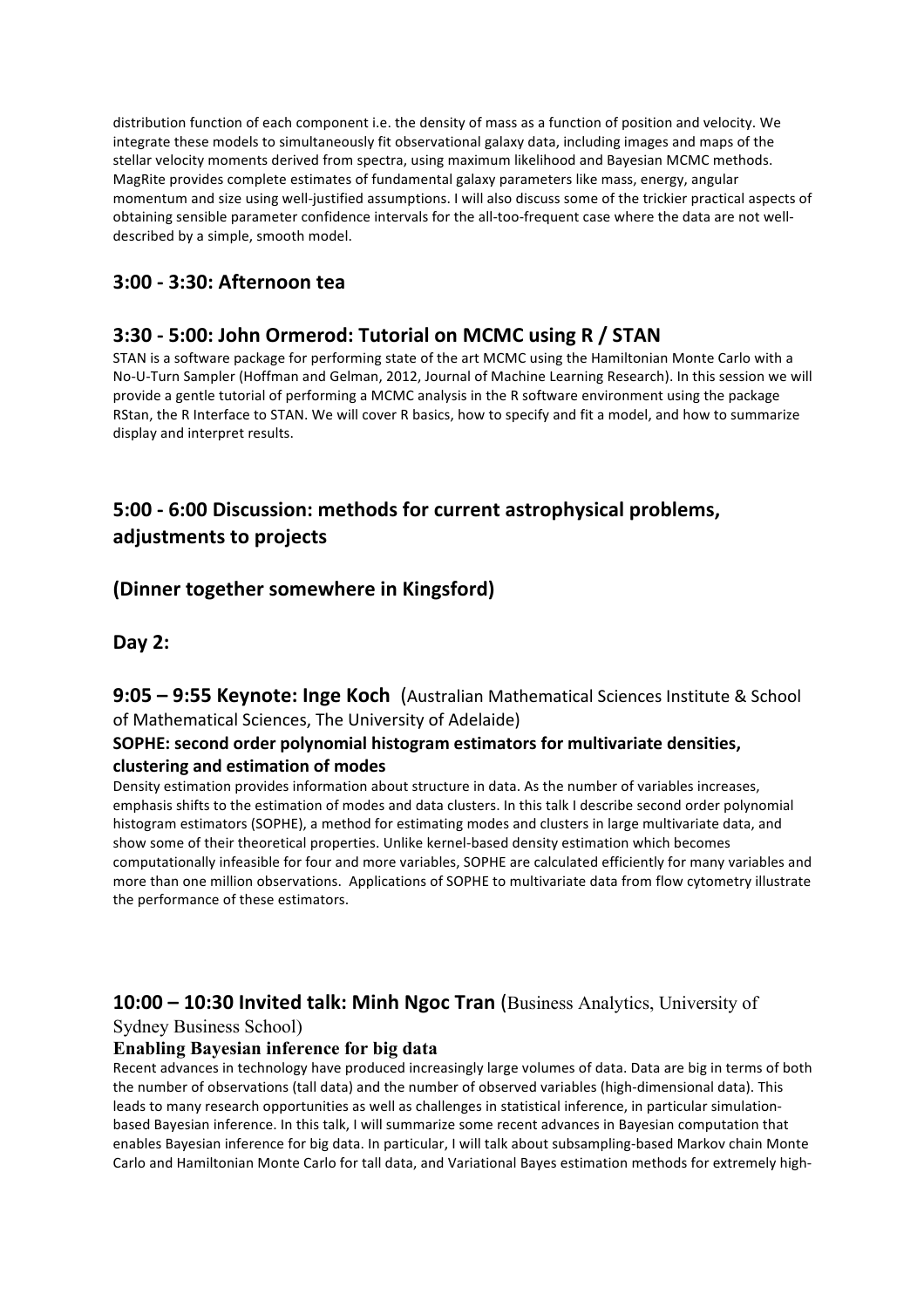distribution function of each component i.e. the density of mass as a function of position and velocity. We integrate these models to simultaneously fit observational galaxy data, including images and maps of the stellar velocity moments derived from spectra, using maximum likelihood and Bayesian MCMC methods. MagRite provides complete estimates of fundamental galaxy parameters like mass, energy, angular momentum and size using well-justified assumptions. I will also discuss some of the trickier practical aspects of obtaining sensible parameter confidence intervals for the all-too-frequent case where the data are not well-described by a simple, smooth model.

## 3:00 - 3:30: Afternoon tea

## 3:30 - 5:00: John Ormerod: Tutorial on MCMC using R / STAN

STAN is a software package for performing state of the art MCMC using the Hamiltonian Monte Carlo with a No-U-Turn Sampler (Hoffman and Gelman, 2012, Journal of Machine Learning Research). In this session we will provide a gentle tutorial of performing a MCMC analysis in the R software environment using the package RStan, the R Interface to STAN. We will cover R basics, how to specify and fit a model, and how to summarize display and interpret results.

## 5:00 - 6:00 Discussion: methods for current astrophysical problems, adjustments to projects

## (Dinner together somewhere in Kingsford)

## Day 2:

## 9:05 – 9:55 Keynote: Inge Koch (Australian Mathematical Sciences Institute & School of Mathematical Sciences, The University of Adelaide)

**SOPHE: second order polynomial histogram estimators for multivariate densities, clustering and estimation of modes**

Density estimation provides information about structure in data. As the number of variables increases, emphasis shifts to the estimation of modes and data clusters. In this talk I describe second order polynomial histogram estimators (SOPHE), a method for estimating modes and clusters in large multivariate data, and show some of their theoretical properties. Unlike kernel-based density estimation which becomes computationally infeasible for four and more variables, SOPHE are calculated efficiently for many variables and more than one million observations. Applications of SOPHE to multivariate data from flow cytometry illustrate the performance of these estimators.

## 10:00 – 10:30 Invited talk: Minh Ngoc Tran (Business Analytics, University of Sydney Business School)

**Enabling Bayesian inference for big data**

Recent advances in technology have produced increasingly large volumes of data. Data are big in terms of both the number of observations (tall data) and the number of observed variables (high-dimensional data). This leads to many research opportunities as well as challenges in statistical inference, in particular simulation-based Bayesian inference. In this talk, I will summarize some recent advances in Bayesian computation that enables Bayesian inference for big data. In particular, I will talk about subsampling-based Markov chain Monte Carlo and Hamiltonian Monte Carlo for tall data, and Variational Bayes estimation methods for extremely high-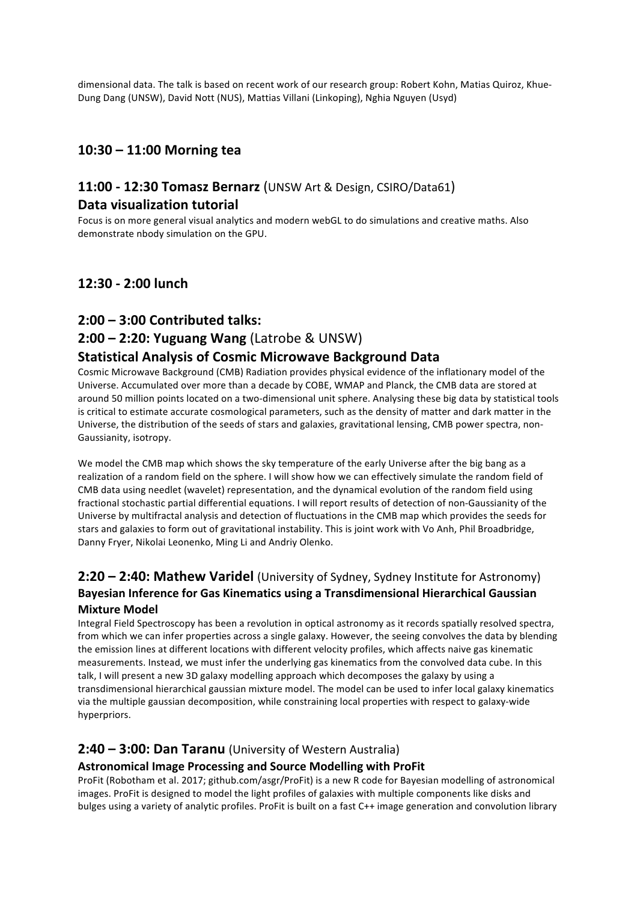dimensional data. The talk is based on recent work of our research group: Robert Kohn, Matias Quiroz, Khue-Dung Dang (UNSW), David Nott (NUS), Mattias Villani (Linkoping), Nghia Nguyen (Usyd)

## 10:30 – 11:00 Morning tea

## 11:00 - 12:30 Tomasz Bernarz (UNSW Art & Design, CSIRO/Data61)

### Data visualization tutorial

Focus is on more general visual analytics and modern webGL to do simulations and creative maths. Also demonstrate nbody simulation on the GPU.

## 12:30 - 2:00 lunch

## 2:00 – 3:00 Contributed talks:

## 2:00 – 2:20: Yuguang Wang (Latrobe & UNSW)

### Statistical Analysis of Cosmic Microwave Background Data

Cosmic Microwave Background (CMB) Radiation provides physical evidence of the inflationary model of the Universe. Accumulated over more than a decade by COBE, WMAP and Planck, the CMB data are stored at around 50 million points located on a two-dimensional unit sphere. Analysing these big data by statistical tools is critical to estimate accurate cosmological parameters, such as the density of matter and dark matter in the Universe, the distribution of the seeds of stars and galaxies, gravitational lensing, CMB power spectra, non-Gaussianity, isotropy.

We model the CMB map which shows the sky temperature of the early Universe after the big bang as a realization of a random field on the sphere. I will show how we can effectively simulate the random field of CMB data using needlet (wavelet) representation, and the dynamical evolution of the random field using fractional stochastic partial differential equations. I will report results of detection of non-Gaussianity of the Universe by multifractal analysis and detection of fluctuations in the CMB map which provides the seeds for stars and galaxies to form out of gravitational instability. This is joint work with Vo Anh, Phil Broadbridge, Danny Fryer, Nikolai Leonenko, Ming Li and Andriy Olenko.

## 2:20 – 2:40: Mathew Varidel (University of Sydney, Sydney Institute for Astronomy)

### Bayesian Inference for Gas Kinematics using a Transdimensional Hierarchical Gaussian Mixture Model

Integral Field Spectroscopy has been a revolution in optical astronomy as it records spatially resolved spectra, from which we can infer properties across a single galaxy. However, the seeing convolves the data by blending the emission lines at different locations with different velocity profiles, which affects naive gas kinematic measurements. Instead, we must infer the underlying gas kinematics from the convolved data cube. In this talk, I will present a new 3D galaxy modelling approach which decomposes the galaxy by using a transdimensional hierarchical gaussian mixture model. The model can be used to infer local galaxy kinematics via the multiple gaussian decomposition, while constraining local properties with respect to galaxy-wide hyperpriors.

## 2:40 – 3:00: Dan Taranu (University of Western Australia)

### Astronomical Image Processing and Source Modelling with ProFit

ProFit (Robotham et al. 2017; github.com/asgr/ProFit) is a new R code for Bayesian modelling of astronomical images. ProFit is designed to model the light profiles of galaxies with multiple components like disks and bulges using a variety of analytic profiles. ProFit is built on a fast C++ image generation and convolution library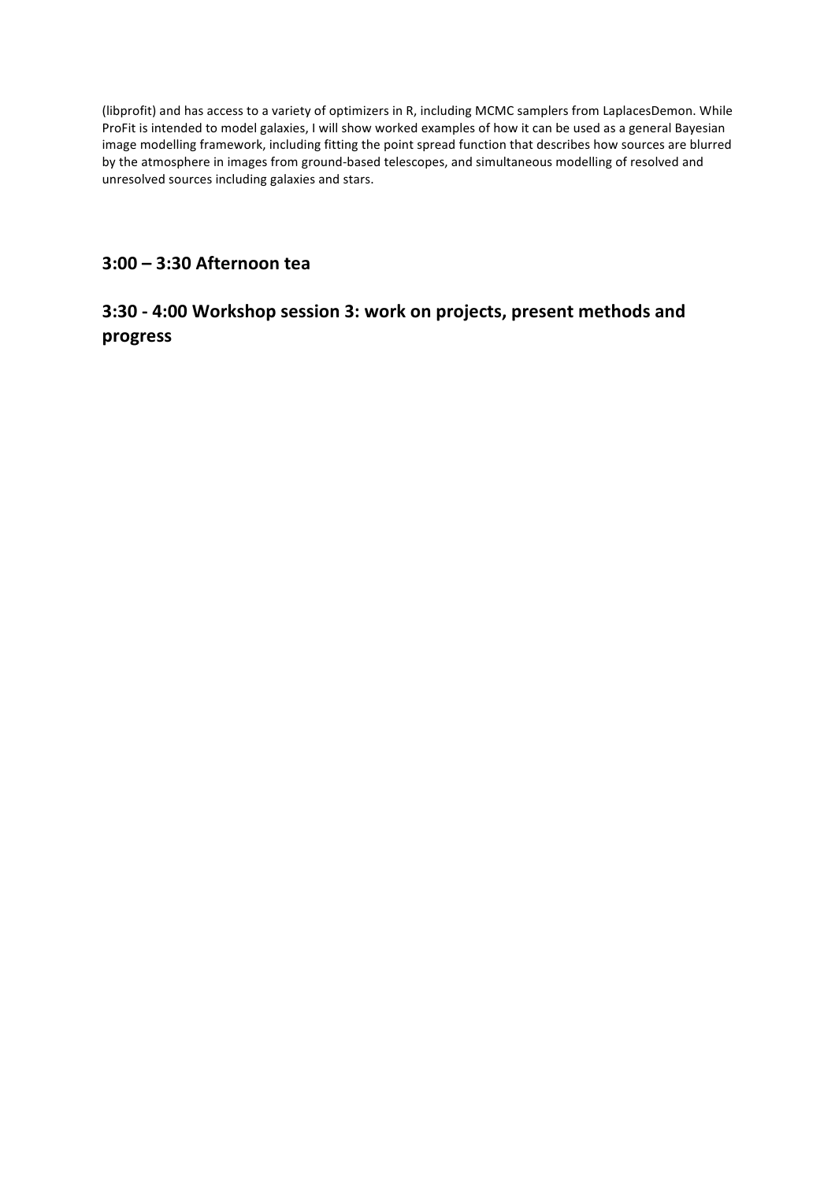(libprofit) and has access to a variety of optimizers in R, including MCMC samplers from LaplacesDemon. While ProFit is intended to model galaxies, I will show worked examples of how it can be used as a general Bayesian image modelling framework, including fitting the point spread function that describes how sources are blurred by the atmosphere in images from ground-based telescopes, and simultaneous modelling of resolved and unresolved sources including galaxies and stars.

## 3:00 – 3:30 Afternoon tea

## 3:30 - 4:00 Workshop session 3: work on projects, present methods and progress